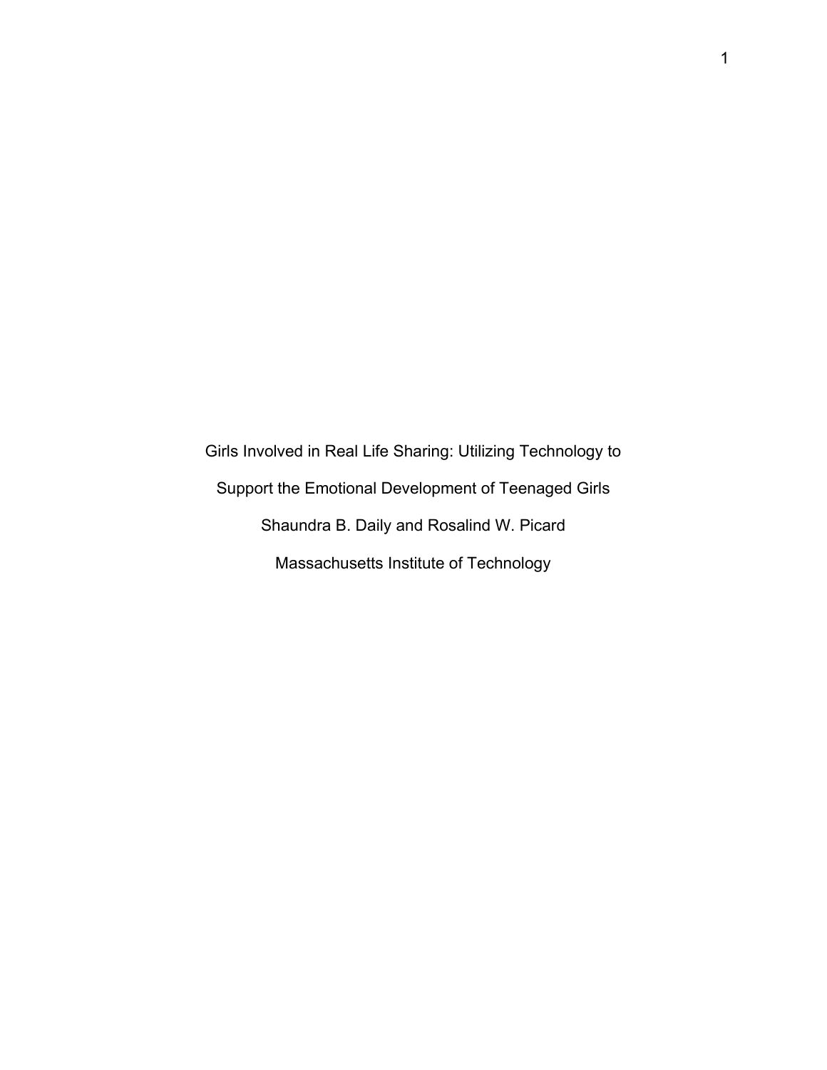# Girls Involved in Real Life Sharing: Utilizing Technology to Support the Emotional Development of Teenaged Girls

Shaundra B. Daily and Rosalind W. Picard

Massachusetts Institute of Technology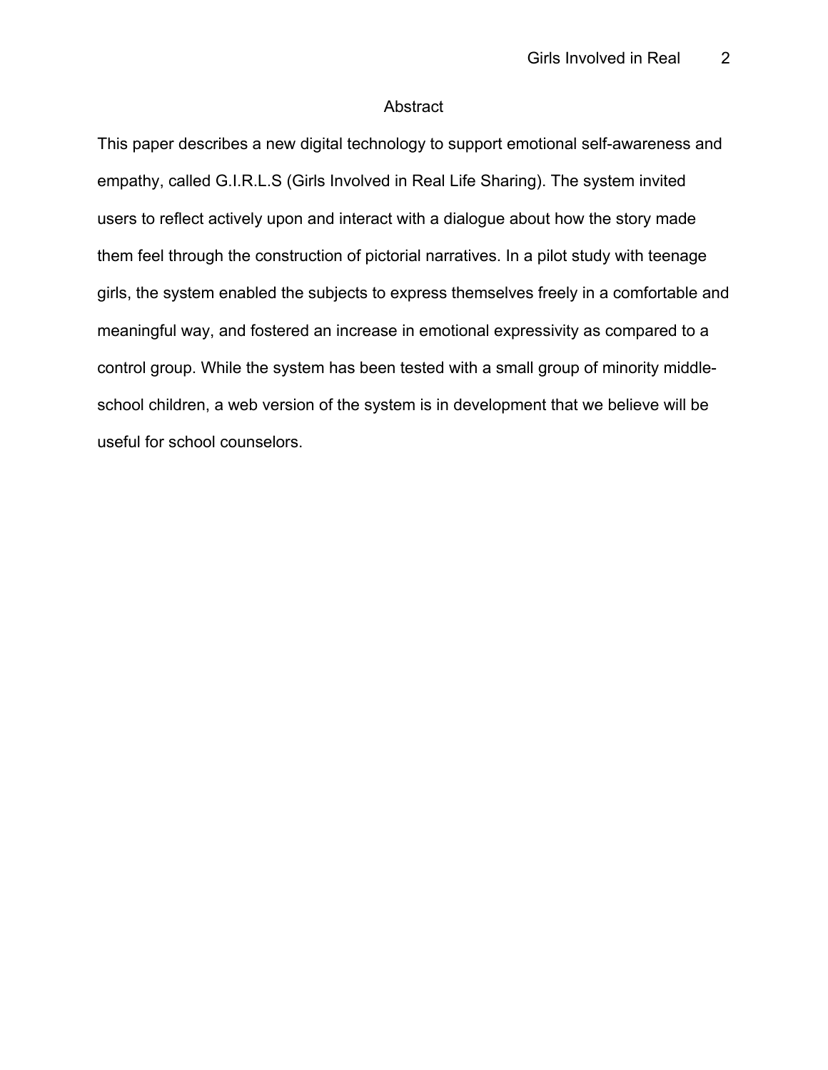# Abstract

This paper describes a new digital technology to support emotional self-awareness and empathy, called G.I.R.L.S (Girls Involved in Real Life Sharing). The system invited users to reflect actively upon and interact with a dialogue about how the story made them feel through the construction of pictorial narratives. In a pilot study with teenage girls, the system enabled the subjects to express themselves freely in a comfortable and meaningful way, and fostered an increase in emotional expressivity as compared to a control group. While the system has been tested with a small group of minority middle-school children, a web version of the system is in development that we believe will be useful for school counselors.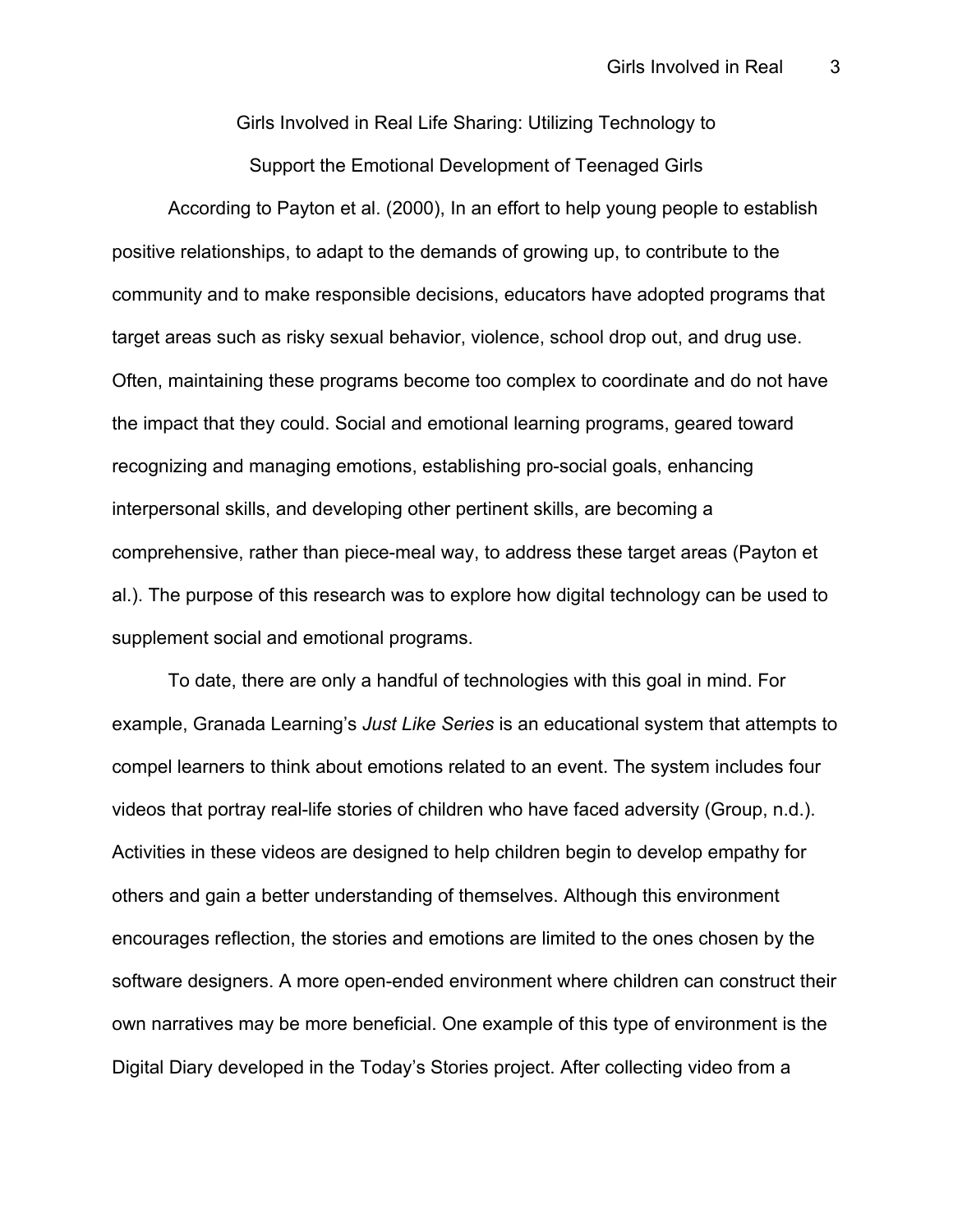# Girls Involved in Real Life Sharing: Utilizing Technology to Support the Emotional Development of Teenaged Girls

According to Payton et al. (2000), In an effort to help young people to establish positive relationships, to adapt to the demands of growing up, to contribute to the community and to make responsible decisions, educators have adopted programs that target areas such as risky sexual behavior, violence, school drop out, and drug use. Often, maintaining these programs become too complex to coordinate and do not have the impact that they could. Social and emotional learning programs, geared toward recognizing and managing emotions, establishing pro-social goals, enhancing interpersonal skills, and developing other pertinent skills, are becoming a comprehensive, rather than piece-meal way, to address these target areas (Payton et al.). The purpose of this research was to explore how digital technology can be used to supplement social and emotional programs.

To date, there are only a handful of technologies with this goal in mind. For example, Granada Learning's *Just Like Series* is an educational system that attempts to compel learners to think about emotions related to an event. The system includes four videos that portray real-life stories of children who have faced adversity (Group, n.d.). Activities in these videos are designed to help children begin to develop empathy for others and gain a better understanding of themselves. Although this environment encourages reflection, the stories and emotions are limited to the ones chosen by the software designers. A more open-ended environment where children can construct their own narratives may be more beneficial. One example of this type of environment is the Digital Diary developed in the Today's Stories project. After collecting video from a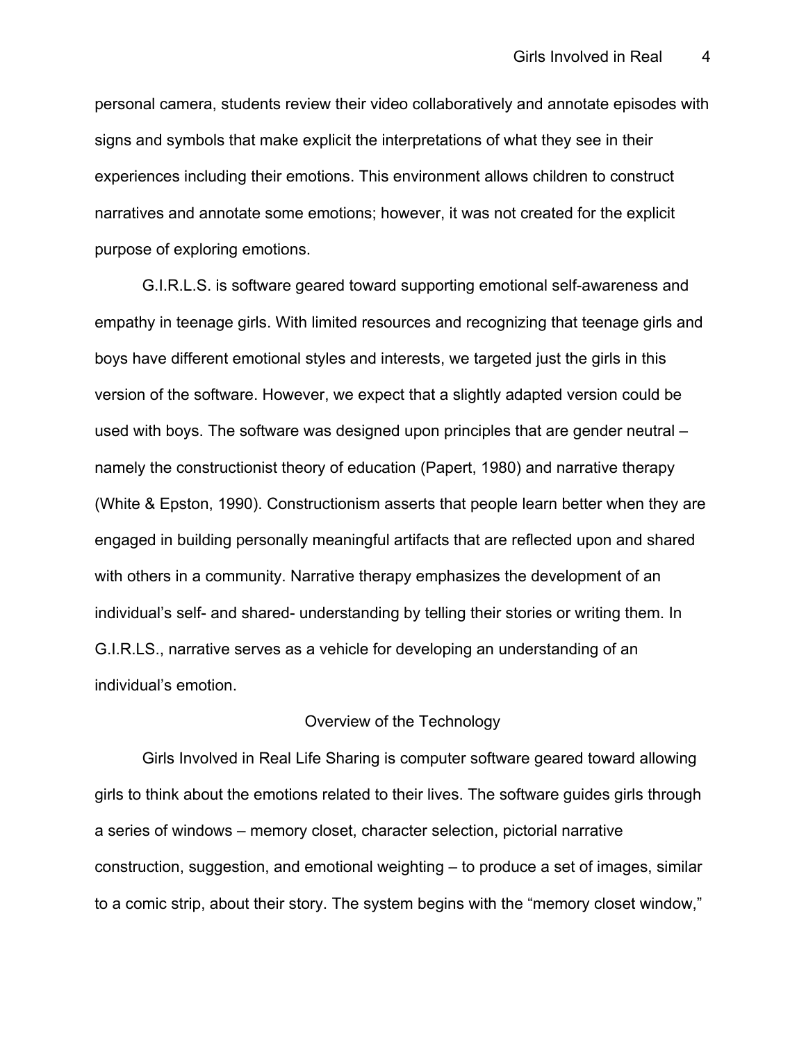personal camera, students review their video collaboratively and annotate episodes with signs and symbols that make explicit the interpretations of what they see in their experiences including their emotions. This environment allows children to construct narratives and annotate some emotions; however, it was not created for the explicit purpose of exploring emotions.

G.I.R.L.S. is software geared toward supporting emotional self-awareness and empathy in teenage girls. With limited resources and recognizing that teenage girls and boys have different emotional styles and interests, we targeted just the girls in this version of the software. However, we expect that a slightly adapted version could be used with boys. The software was designed upon principles that are gender neutral – namely the constructionist theory of education (Papert, 1980) and narrative therapy (White & Epston, 1990). Constructionism asserts that people learn better when they are engaged in building personally meaningful artifacts that are reflected upon and shared with others in a community. Narrative therapy emphasizes the development of an individual's self- and shared- understanding by telling their stories or writing them. In G.I.R.LS., narrative serves as a vehicle for developing an understanding of an individual's emotion.

## Overview of the Technology

Girls Involved in Real Life Sharing is computer software geared toward allowing girls to think about the emotions related to their lives. The software guides girls through a series of windows – memory closet, character selection, pictorial narrative construction, suggestion, and emotional weighting – to produce a set of images, similar to a comic strip, about their story. The system begins with the "memory closet window,"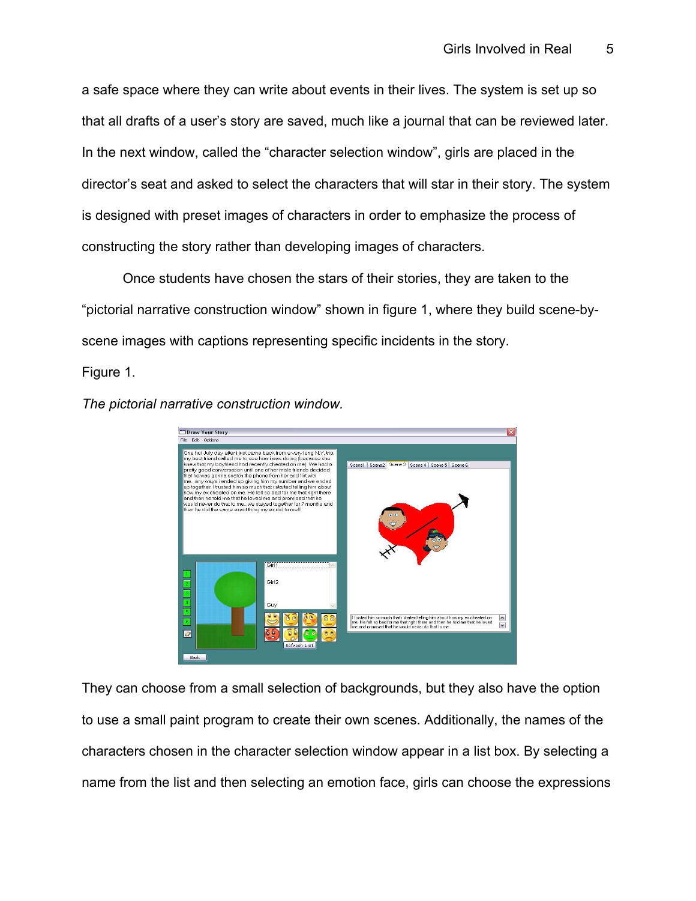a safe space where they can write about events in their lives. The system is set up so that all drafts of a user's story are saved, much like a journal that can be reviewed later. In the next window, called the "character selection window", girls are placed in the director's seat and asked to select the characters that will star in their story. The system is designed with preset images of characters in order to emphasize the process of constructing the story rather than developing images of characters.

Once students have chosen the stars of their stories, they are taken to the "pictorial narrative construction window" shown in figure 1, where they build scene-by-scene images with captions representing specific incidents in the story.

Figure 1.

*The pictorial narrative construction window.*

They can choose from a small selection of backgrounds, but they also have the option to use a small paint program to create their own scenes. Additionally, the names of the characters chosen in the character selection window appear in a list box. By selecting a name from the list and then selecting an emotion face, girls can choose the expressions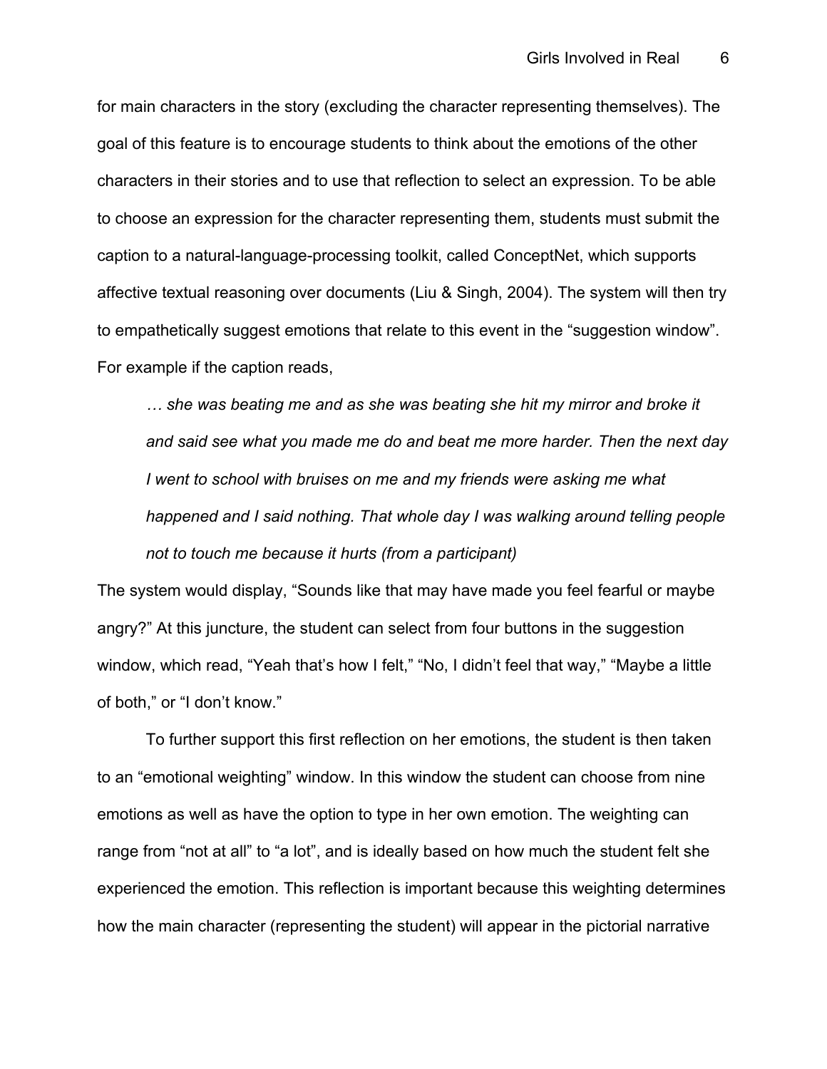for main characters in the story (excluding the character representing themselves). The goal of this feature is to encourage students to think about the emotions of the other characters in their stories and to use that reflection to select an expression. To be able to choose an expression for the character representing them, students must submit the caption to a natural-language-processing toolkit, called ConceptNet, which supports affective textual reasoning over documents (Liu & Singh, 2004). The system will then try to empathetically suggest emotions that relate to this event in the "suggestion window". For example if the caption reads,

> *… she was beating me and as she was beating she hit my mirror and broke it and said see what you made me do and beat me more harder. Then the next day I went to school with bruises on me and my friends were asking me what happened and I said nothing. That whole day I was walking around telling people not to touch me because it hurts (from a participant)*

The system would display, "Sounds like that may have made you feel fearful or maybe angry?" At this juncture, the student can select from four buttons in the suggestion window, which read, "Yeah that's how I felt," "No, I didn't feel that way," "Maybe a little of both," or "I don't know."

To further support this first reflection on her emotions, the student is then taken to an "emotional weighting" window. In this window the student can choose from nine emotions as well as have the option to type in her own emotion. The weighting can range from "not at all" to "a lot", and is ideally based on how much the student felt she experienced the emotion. This reflection is important because this weighting determines how the main character (representing the student) will appear in the pictorial narrative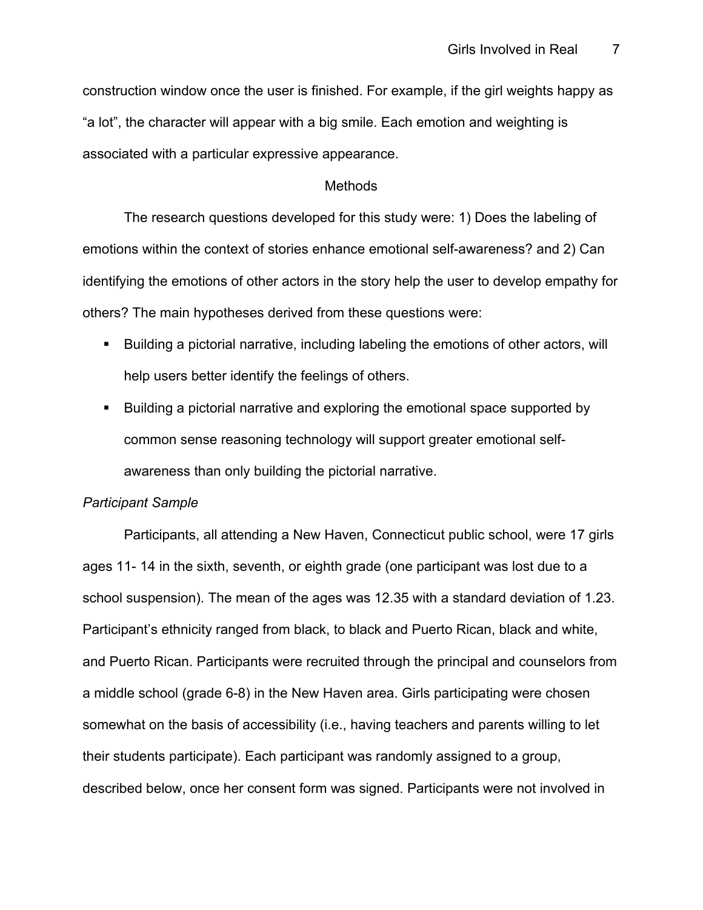construction window once the user is finished. For example, if the girl weights happy as "a lot", the character will appear with a big smile. Each emotion and weighting is associated with a particular expressive appearance.

## Methods

The research questions developed for this study were: 1) Does the labeling of emotions within the context of stories enhance emotional self-awareness? and 2) Can identifying the emotions of other actors in the story help the user to develop empathy for others? The main hypotheses derived from these questions were:

- Building a pictorial narrative, including labeling the emotions of other actors, will help users better identify the feelings of others.
- Building a pictorial narrative and exploring the emotional space supported by common sense reasoning technology will support greater emotional self-awareness than only building the pictorial narrative.

### *Participant Sample*

Participants, all attending a New Haven, Connecticut public school, were 17 girls ages 11- 14 in the sixth, seventh, or eighth grade (one participant was lost due to a school suspension). The mean of the ages was 12.35 with a standard deviation of 1.23. Participant's ethnicity ranged from black, to black and Puerto Rican, black and white, and Puerto Rican. Participants were recruited through the principal and counselors from a middle school (grade 6-8) in the New Haven area. Girls participating were chosen somewhat on the basis of accessibility (i.e., having teachers and parents willing to let their students participate). Each participant was randomly assigned to a group, described below, once her consent form was signed. Participants were not involved in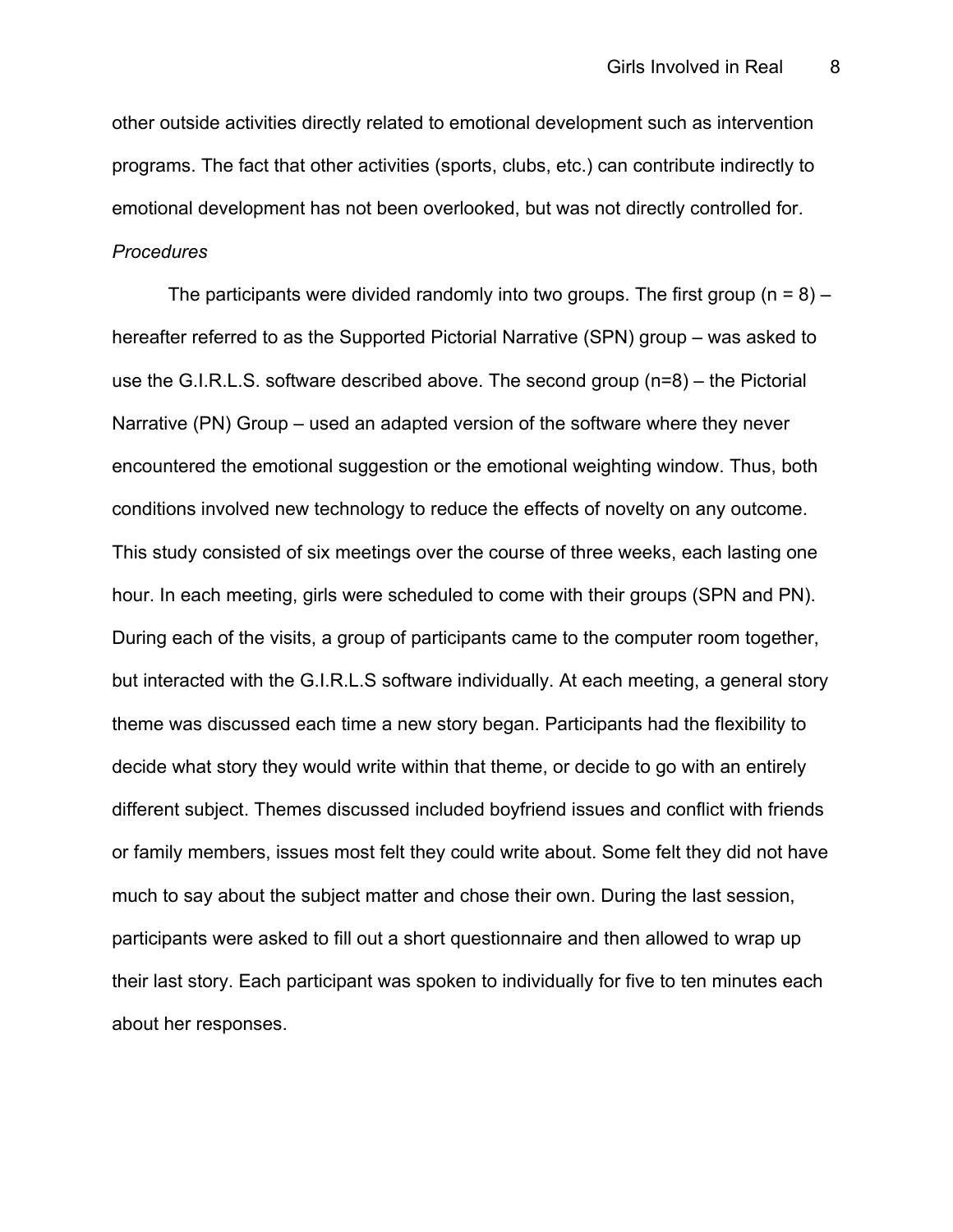other outside activities directly related to emotional development such as intervention programs. The fact that other activities (sports, clubs, etc.) can contribute indirectly to emotional development has not been overlooked, but was not directly controlled for.

*Procedures*

The participants were divided randomly into two groups. The first group (n = 8) – hereafter referred to as the Supported Pictorial Narrative (SPN) group – was asked to use the G.I.R.L.S. software described above. The second group (n=8) – the Pictorial Narrative (PN) Group – used an adapted version of the software where they never encountered the emotional suggestion or the emotional weighting window. Thus, both conditions involved new technology to reduce the effects of novelty on any outcome. This study consisted of six meetings over the course of three weeks, each lasting one hour. In each meeting, girls were scheduled to come with their groups (SPN and PN). During each of the visits, a group of participants came to the computer room together, but interacted with the G.I.R.L.S software individually. At each meeting, a general story theme was discussed each time a new story began. Participants had the flexibility to decide what story they would write within that theme, or decide to go with an entirely different subject. Themes discussed included boyfriend issues and conflict with friends or family members, issues most felt they could write about. Some felt they did not have much to say about the subject matter and chose their own. During the last session, participants were asked to fill out a short questionnaire and then allowed to wrap up their last story. Each participant was spoken to individually for five to ten minutes each about her responses.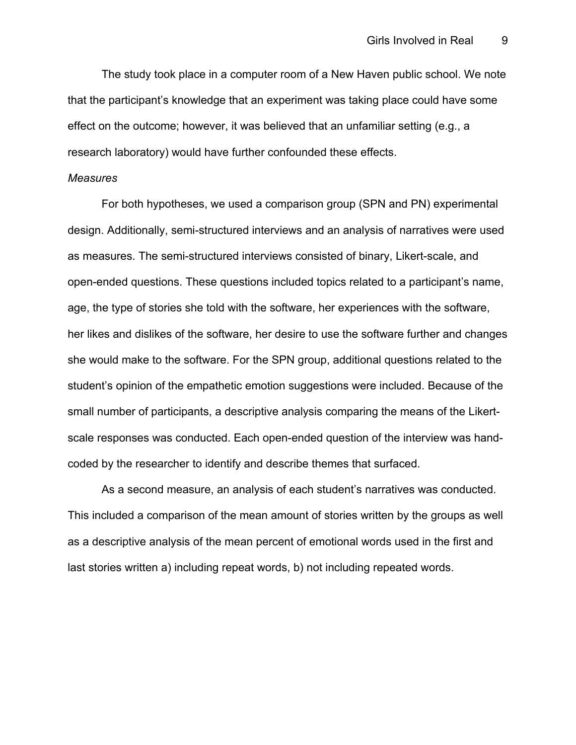The study took place in a computer room of a New Haven public school. We note that the participant's knowledge that an experiment was taking place could have some effect on the outcome; however, it was believed that an unfamiliar setting (e.g., a research laboratory) would have further confounded these effects.

*Measures*

For both hypotheses, we used a comparison group (SPN and PN) experimental design. Additionally, semi-structured interviews and an analysis of narratives were used as measures. The semi-structured interviews consisted of binary, Likert-scale, and open-ended questions. These questions included topics related to a participant's name, age, the type of stories she told with the software, her experiences with the software, her likes and dislikes of the software, her desire to use the software further and changes she would make to the software. For the SPN group, additional questions related to the student's opinion of the empathetic emotion suggestions were included. Because of the small number of participants, a descriptive analysis comparing the means of the Likert-scale responses was conducted. Each open-ended question of the interview was hand-coded by the researcher to identify and describe themes that surfaced.

As a second measure, an analysis of each student's narratives was conducted. This included a comparison of the mean amount of stories written by the groups as well as a descriptive analysis of the mean percent of emotional words used in the first and last stories written a) including repeat words, b) not including repeated words.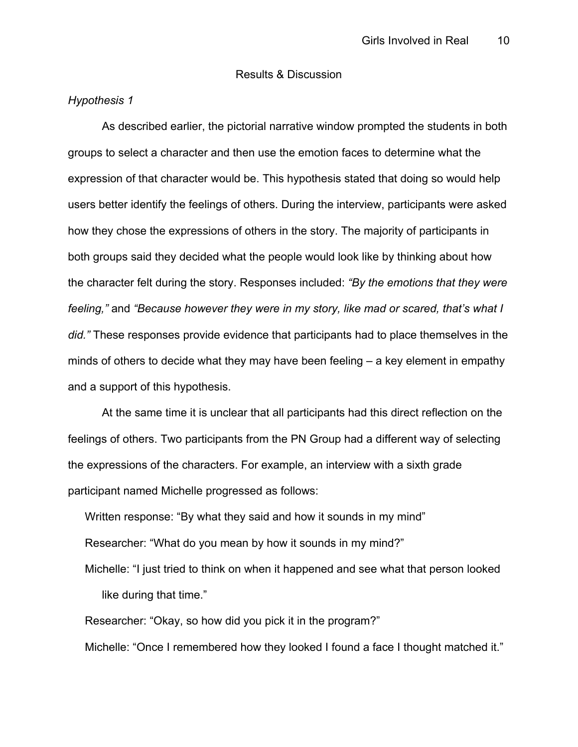## Results & Discussion

### *Hypothesis 1*

As described earlier, the pictorial narrative window prompted the students in both groups to select a character and then use the emotion faces to determine what the expression of that character would be. This hypothesis stated that doing so would help users better identify the feelings of others. During the interview, participants were asked how they chose the expressions of others in the story. The majority of participants in both groups said they decided what the people would look like by thinking about how the character felt during the story. Responses included: *"By the emotions that they were feeling,"* and *"Because however they were in my story, like mad or scared, that's what I did."* These responses provide evidence that participants had to place themselves in the minds of others to decide what they may have been feeling – a key element in empathy and a support of this hypothesis.

At the same time it is unclear that all participants had this direct reflection on the feelings of others. Two participants from the PN Group had a different way of selecting the expressions of the characters. For example, an interview with a sixth grade participant named Michelle progressed as follows:

Written response: "By what they said and how it sounds in my mind"

Researcher: "What do you mean by how it sounds in my mind?"

Michelle: "I just tried to think on when it happened and see what that person looked like during that time."

Researcher: "Okay, so how did you pick it in the program?"

Michelle: "Once I remembered how they looked I found a face I thought matched it."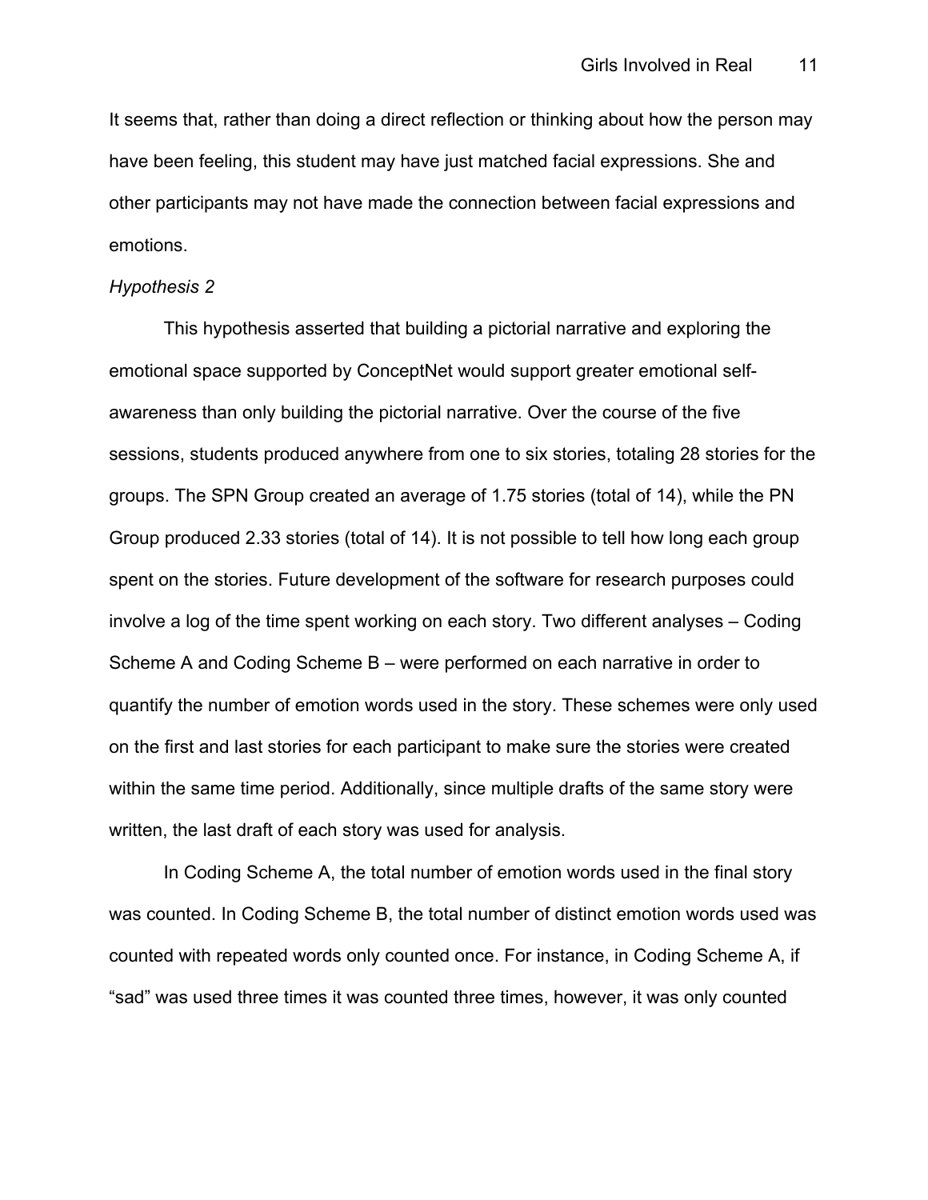It seems that, rather than doing a direct reflection or thinking about how the person may have been feeling, this student may have just matched facial expressions. She and other participants may not have made the connection between facial expressions and emotions.

*Hypothesis 2*

This hypothesis asserted that building a pictorial narrative and exploring the emotional space supported by ConceptNet would support greater emotional self-awareness than only building the pictorial narrative. Over the course of the five sessions, students produced anywhere from one to six stories, totaling 28 stories for the groups. The SPN Group created an average of 1.75 stories (total of 14), while the PN Group produced 2.33 stories (total of 14). It is not possible to tell how long each group spent on the stories. Future development of the software for research purposes could involve a log of the time spent working on each story. Two different analyses – Coding Scheme A and Coding Scheme B – were performed on each narrative in order to quantify the number of emotion words used in the story. These schemes were only used on the first and last stories for each participant to make sure the stories were created within the same time period. Additionally, since multiple drafts of the same story were written, the last draft of each story was used for analysis.

In Coding Scheme A, the total number of emotion words used in the final story was counted. In Coding Scheme B, the total number of distinct emotion words used was counted with repeated words only counted once. For instance, in Coding Scheme A, if "sad" was used three times it was counted three times, however, it was only counted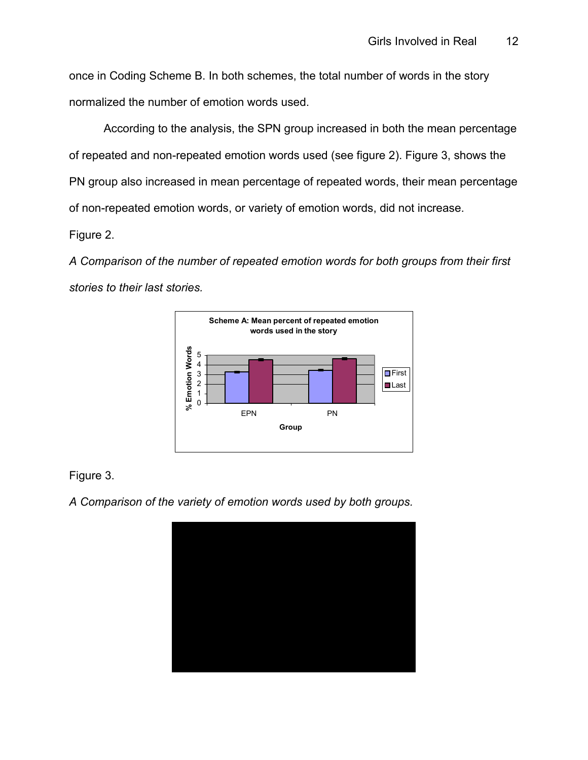once in Coding Scheme B. In both schemes, the total number of words in the story normalized the number of emotion words used.

According to the analysis, the SPN group increased in both the mean percentage of repeated and non-repeated emotion words used (see figure 2). Figure 3, shows the PN group also increased in mean percentage of repeated words, their mean percentage of non-repeated emotion words, or variety of emotion words, did not increase.

Figure 2.

*A Comparison of the number of repeated emotion words for both groups from their first stories to their last stories.*

Scheme A: Mean percent of repeated emotion words used in the story

% Emotion Words

5
4
3
2
1
0

EPN
PN

Group

First
Last

Figure 3.

*A Comparison of the variety of emotion words used by both groups.*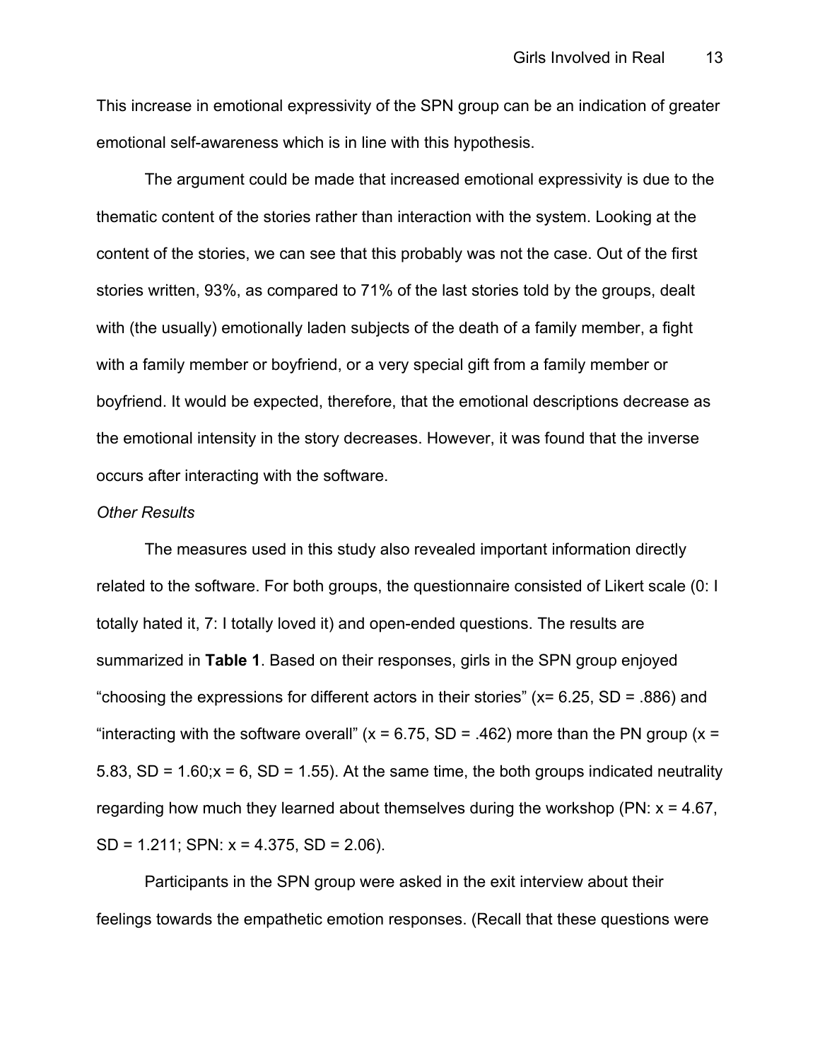This increase in emotional expressivity of the SPN group can be an indication of greater emotional self-awareness which is in line with this hypothesis.

The argument could be made that increased emotional expressivity is due to the thematic content of the stories rather than interaction with the system. Looking at the content of the stories, we can see that this probably was not the case. Out of the first stories written, 93%, as compared to 71% of the last stories told by the groups, dealt with (the usually) emotionally laden subjects of the death of a family member, a fight with a family member or boyfriend, or a very special gift from a family member or boyfriend. It would be expected, therefore, that the emotional descriptions decrease as the emotional intensity in the story decreases. However, it was found that the inverse occurs after interacting with the software.

*Other Results*

The measures used in this study also revealed important information directly related to the software. For both groups, the questionnaire consisted of Likert scale (0: I totally hated it, 7: I totally loved it) and open-ended questions. The results are summarized in **Table 1**. Based on their responses, girls in the SPN group enjoyed "choosing the expressions for different actors in their stories" ($x = 6.25$, $SD = .886$) and "interacting with the software overall" ($x = 6.75$, $SD = .462$) more than the PN group ($x = 5.83$, $SD = 1.60$;$x = 6$, $SD = 1.55$). At the same time, the both groups indicated neutrality regarding how much they learned about themselves during the workshop (PN: $x = 4.67$, $SD = 1.211$; SPN: $x = 4.375$, $SD = 2.06$).

Participants in the SPN group were asked in the exit interview about their feelings towards the empathetic emotion responses. (Recall that these questions were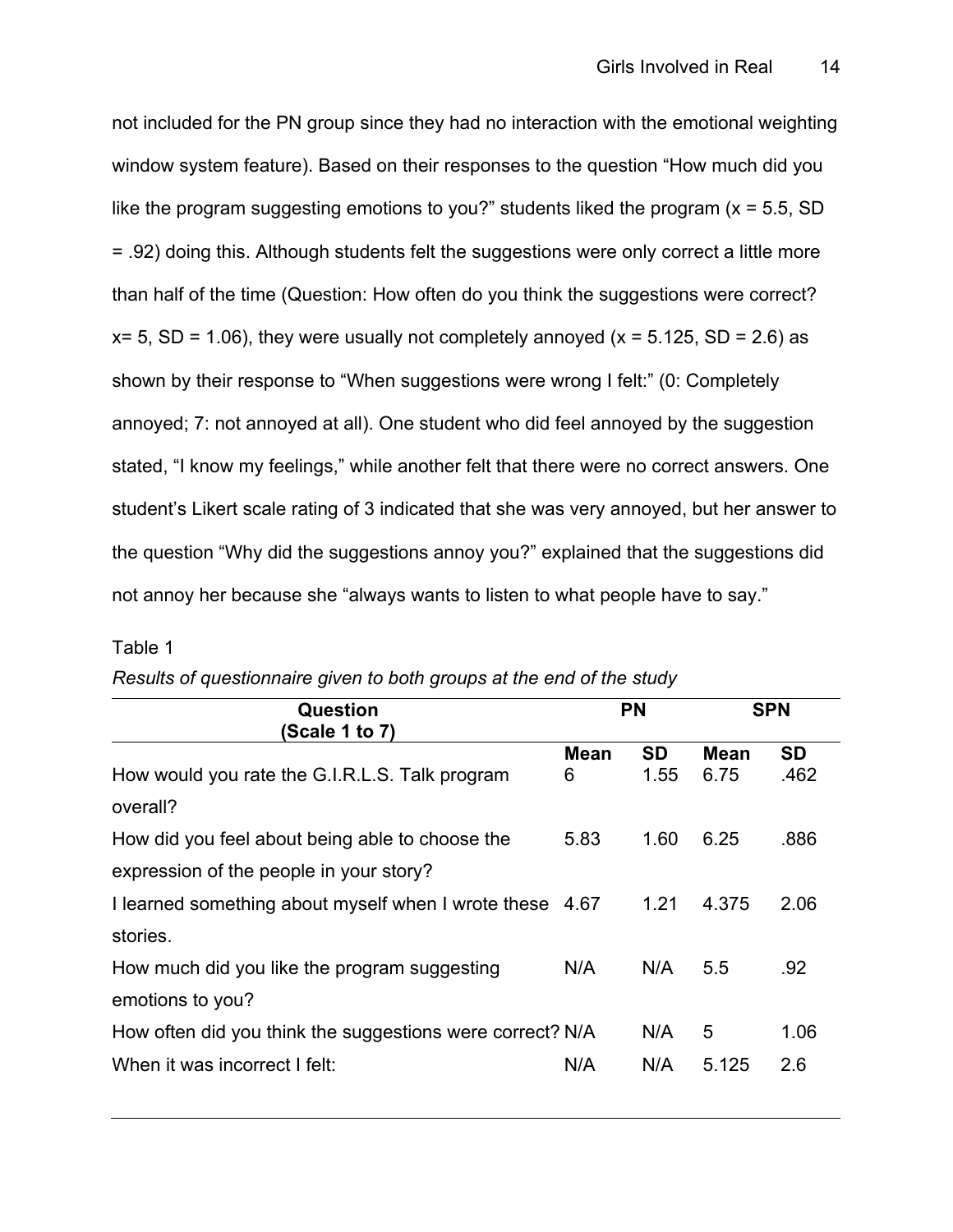not included for the PN group since they had no interaction with the emotional weighting window system feature). Based on their responses to the question "How much did you like the program suggesting emotions to you?" students liked the program ($x = 5.5$, SD = .92) doing this. Although students felt the suggestions were only correct a little more than half of the time (Question: How often do you think the suggestions were correct? $x = 5$, SD = 1.06), they were usually not completely annoyed ($x = 5.125$, SD = 2.6) as shown by their response to "When suggestions were wrong I felt:" (0: Completely annoyed; 7: not annoyed at all). One student who did feel annoyed by the suggestion stated, "I know my feelings," while another felt that there were no correct answers. One student's Likert scale rating of 3 indicated that she was very annoyed, but her answer to the question "Why did the suggestions annoy you?" explained that the suggestions did not annoy her because she "always wants to listen to what people have to say."

Table 1

*Results of questionnaire given to both groups at the end of the study*

| **Question (Scale 1 to 7)** | **PN** | | **SPN** | |
|---|---|---|---|---|
| | **Mean** | **SD** | **Mean** | **SD** |
| How would you rate the G.I.R.L.S. Talk program overall? | 6 | 1.55 | 6.75 | .462 |
| How did you feel about being able to choose the expression of the people in your story? | 5.83 | 1.60 | 6.25 | .886 |
| I learned something about myself when I wrote these stories. | 4.67 | 1.21 | 4.375 | 2.06 |
| How much did you like the program suggesting emotions to you? | N/A | N/A | 5.5 | .92 |
| How often did you think the suggestions were correct? | N/A | N/A | 5 | 1.06 |
| When it was incorrect I felt: | N/A | N/A | 5.125 | 2.6 |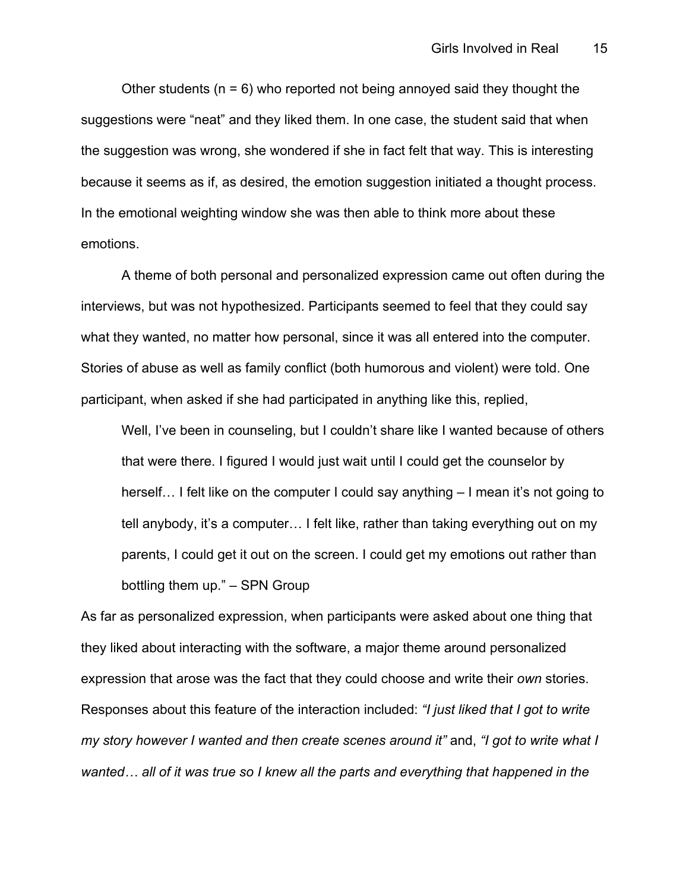Other students ($n = 6$) who reported not being annoyed said they thought the suggestions were "neat" and they liked them. In one case, the student said that when the suggestion was wrong, she wondered if she in fact felt that way. This is interesting because it seems as if, as desired, the emotion suggestion initiated a thought process. In the emotional weighting window she was then able to think more about these emotions.

A theme of both personal and personalized expression came out often during the interviews, but was not hypothesized. Participants seemed to feel that they could say what they wanted, no matter how personal, since it was all entered into the computer. Stories of abuse as well as family conflict (both humorous and violent) were told. One participant, when asked if she had participated in anything like this, replied,

> Well, I've been in counseling, but I couldn't share like I wanted because of others that were there. I figured I would just wait until I could get the counselor by herself… I felt like on the computer I could say anything – I mean it's not going to tell anybody, it's a computer… I felt like, rather than taking everything out on my parents, I could get it out on the screen. I could get my emotions out rather than bottling them up." – SPN Group

As far as personalized expression, when participants were asked about one thing that they liked about interacting with the software, a major theme around personalized expression that arose was the fact that they could choose and write their *own* stories. Responses about this feature of the interaction included: *"I just liked that I got to write my story however I wanted and then create scenes around it"* and, *"I got to write what I wanted… all of it was true so I knew all the parts and everything that happened in the*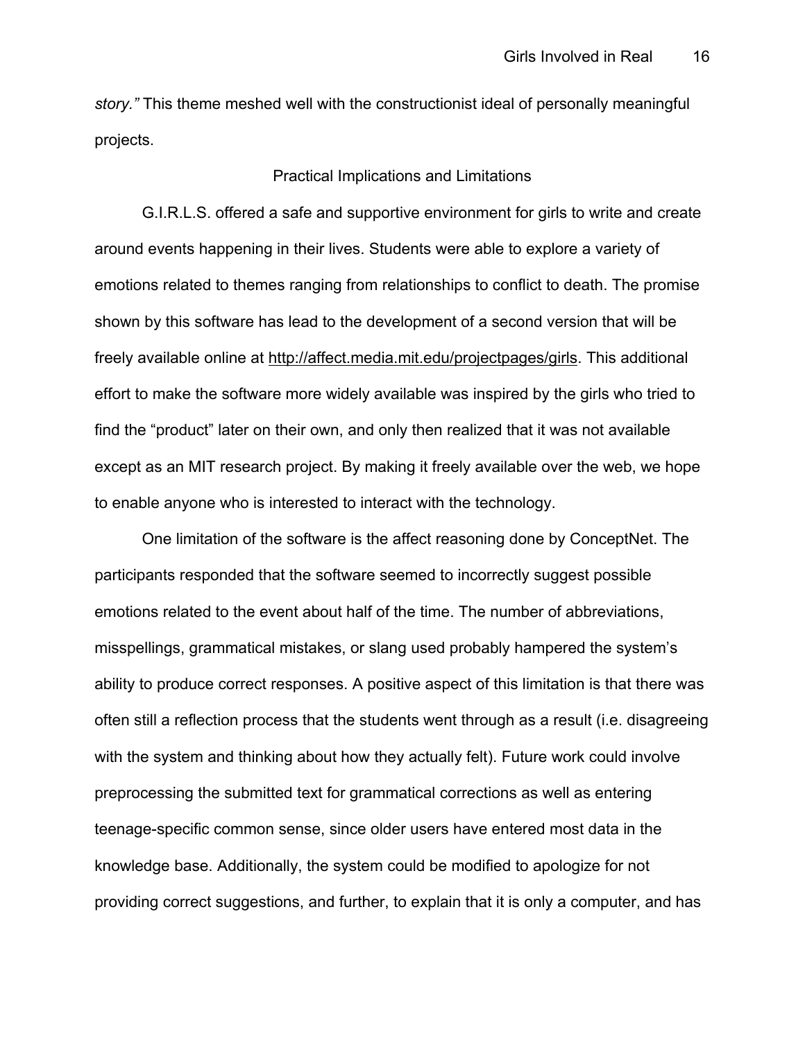*story."* This theme meshed well with the constructionist ideal of personally meaningful projects.

## Practical Implications and Limitations

G.I.R.L.S. offered a safe and supportive environment for girls to write and create around events happening in their lives. Students were able to explore a variety of emotions related to themes ranging from relationships to conflict to death. The promise shown by this software has lead to the development of a second version that will be freely available online at http://affect.media.mit.edu/projectpages/girls. This additional effort to make the software more widely available was inspired by the girls who tried to find the "product" later on their own, and only then realized that it was not available except as an MIT research project. By making it freely available over the web, we hope to enable anyone who is interested to interact with the technology.

One limitation of the software is the affect reasoning done by ConceptNet. The participants responded that the software seemed to incorrectly suggest possible emotions related to the event about half of the time. The number of abbreviations, misspellings, grammatical mistakes, or slang used probably hampered the system's ability to produce correct responses. A positive aspect of this limitation is that there was often still a reflection process that the students went through as a result (i.e. disagreeing with the system and thinking about how they actually felt). Future work could involve preprocessing the submitted text for grammatical corrections as well as entering teenage-specific common sense, since older users have entered most data in the knowledge base. Additionally, the system could be modified to apologize for not providing correct suggestions, and further, to explain that it is only a computer, and has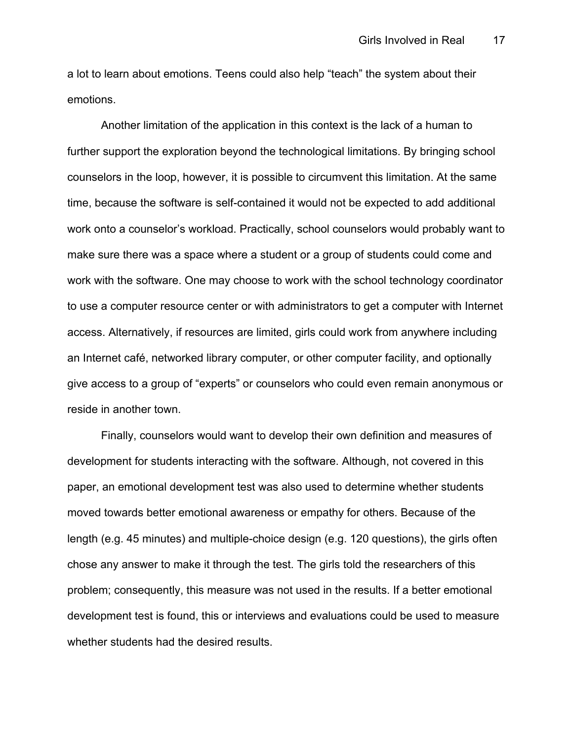a lot to learn about emotions. Teens could also help "teach" the system about their emotions.

Another limitation of the application in this context is the lack of a human to further support the exploration beyond the technological limitations. By bringing school counselors in the loop, however, it is possible to circumvent this limitation. At the same time, because the software is self-contained it would not be expected to add additional work onto a counselor's workload. Practically, school counselors would probably want to make sure there was a space where a student or a group of students could come and work with the software. One may choose to work with the school technology coordinator to use a computer resource center or with administrators to get a computer with Internet access. Alternatively, if resources are limited, girls could work from anywhere including an Internet café, networked library computer, or other computer facility, and optionally give access to a group of "experts" or counselors who could even remain anonymous or reside in another town.

Finally, counselors would want to develop their own definition and measures of development for students interacting with the software. Although, not covered in this paper, an emotional development test was also used to determine whether students moved towards better emotional awareness or empathy for others. Because of the length (e.g. 45 minutes) and multiple-choice design (e.g. 120 questions), the girls often chose any answer to make it through the test. The girls told the researchers of this problem; consequently, this measure was not used in the results. If a better emotional development test is found, this or interviews and evaluations could be used to measure whether students had the desired results.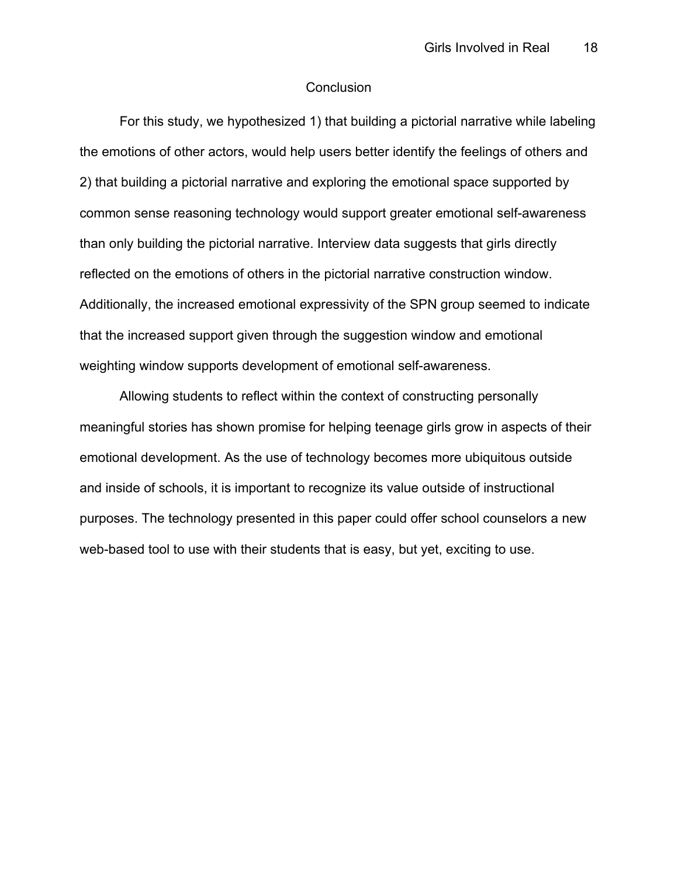# Conclusion

For this study, we hypothesized 1) that building a pictorial narrative while labeling the emotions of other actors, would help users better identify the feelings of others and 2) that building a pictorial narrative and exploring the emotional space supported by common sense reasoning technology would support greater emotional self-awareness than only building the pictorial narrative. Interview data suggests that girls directly reflected on the emotions of others in the pictorial narrative construction window. Additionally, the increased emotional expressivity of the SPN group seemed to indicate that the increased support given through the suggestion window and emotional weighting window supports development of emotional self-awareness.

Allowing students to reflect within the context of constructing personally meaningful stories has shown promise for helping teenage girls grow in aspects of their emotional development. As the use of technology becomes more ubiquitous outside and inside of schools, it is important to recognize its value outside of instructional purposes. The technology presented in this paper could offer school counselors a new web-based tool to use with their students that is easy, but yet, exciting to use.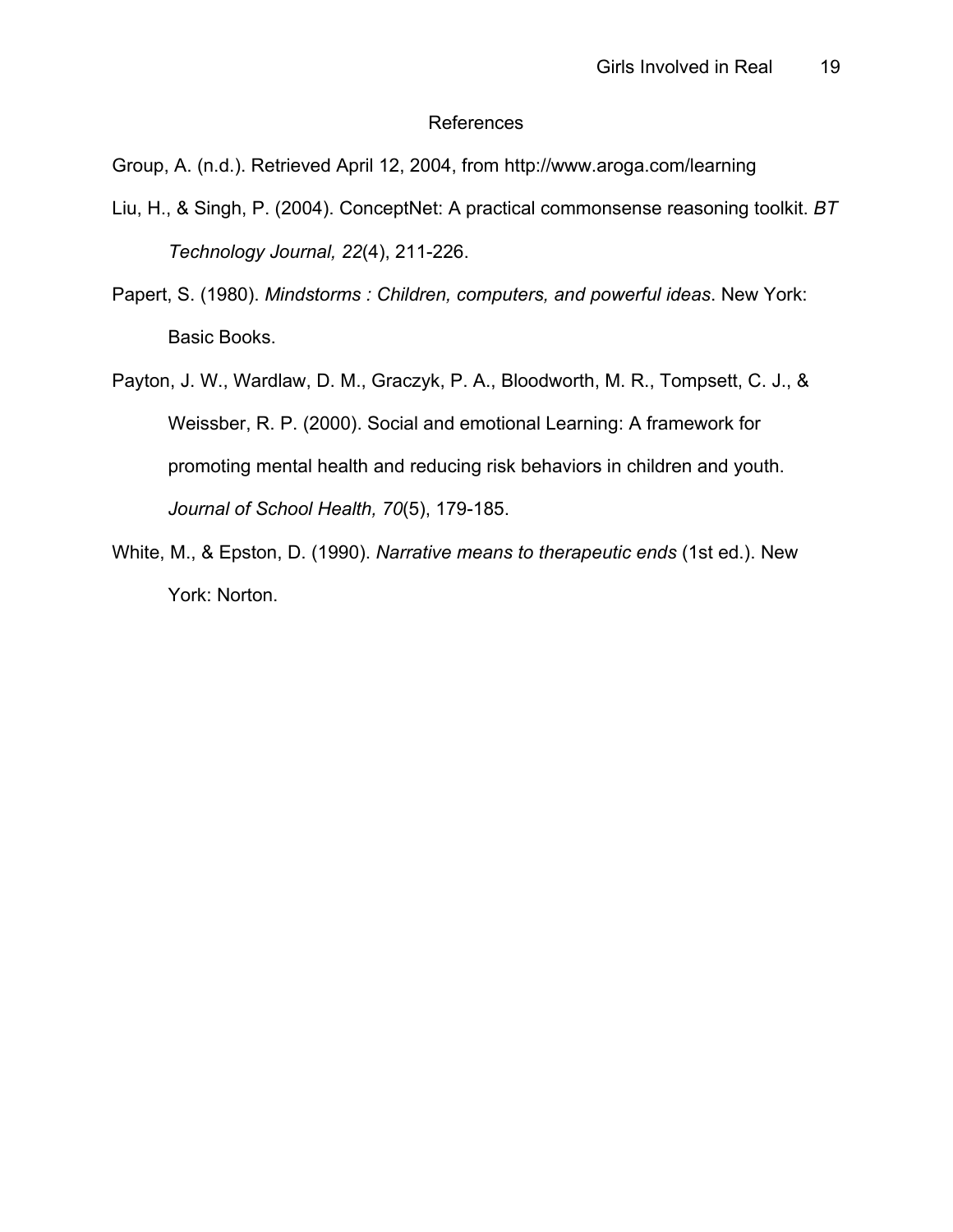# References

Group, A. (n.d.). Retrieved April 12, 2004, from http://www.aroga.com/learning

Liu, H., & Singh, P. (2004). ConceptNet: A practical commonsense reasoning toolkit. *BT Technology Journal, 22*(4), 211-226.

Papert, S. (1980). *Mindstorms : Children, computers, and powerful ideas*. New York: Basic Books.

Payton, J. W., Wardlaw, D. M., Graczyk, P. A., Bloodworth, M. R., Tompsett, C. J., & Weissber, R. P. (2000). Social and emotional Learning: A framework for promoting mental health and reducing risk behaviors in children and youth. *Journal of School Health, 70*(5), 179-185.

White, M., & Epston, D. (1990). *Narrative means to therapeutic ends* (1st ed.). New York: Norton.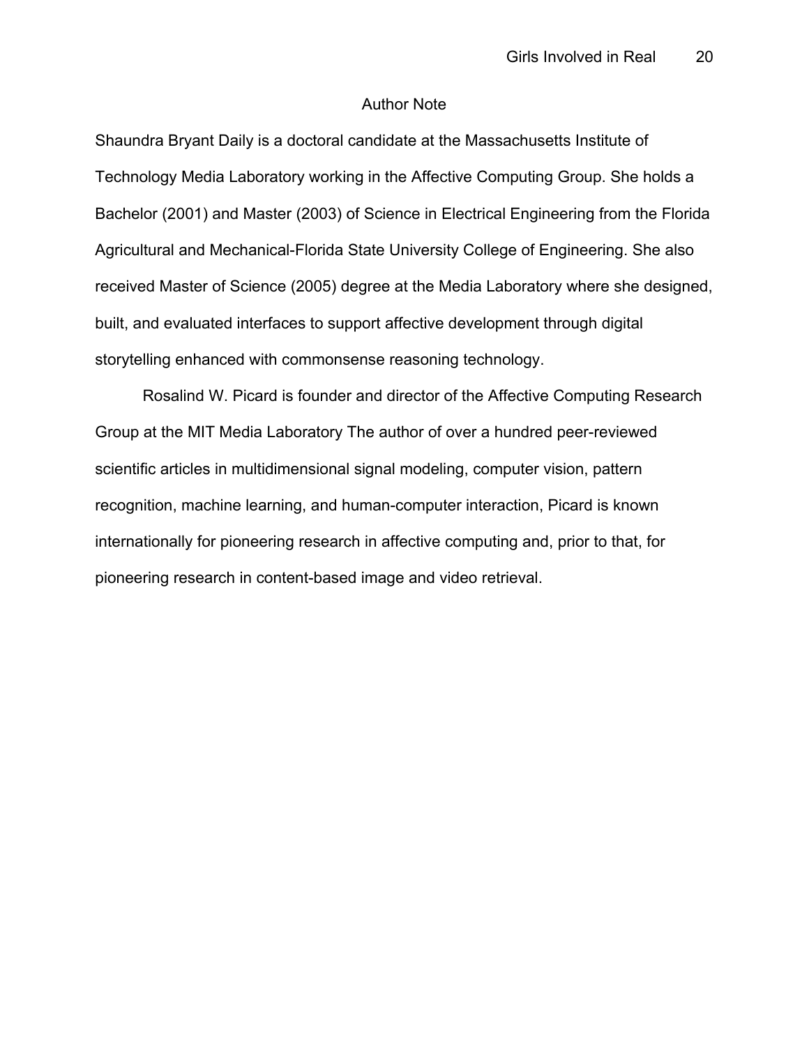# Author Note

Shaundra Bryant Daily is a doctoral candidate at the Massachusetts Institute of Technology Media Laboratory working in the Affective Computing Group. She holds a Bachelor (2001) and Master (2003) of Science in Electrical Engineering from the Florida Agricultural and Mechanical-Florida State University College of Engineering. She also received Master of Science (2005) degree at the Media Laboratory where she designed, built, and evaluated interfaces to support affective development through digital storytelling enhanced with commonsense reasoning technology.

Rosalind W. Picard is founder and director of the Affective Computing Research Group at the MIT Media Laboratory The author of over a hundred peer-reviewed scientific articles in multidimensional signal modeling, computer vision, pattern recognition, machine learning, and human-computer interaction, Picard is known internationally for pioneering research in affective computing and, prior to that, for pioneering research in content-based image and video retrieval.